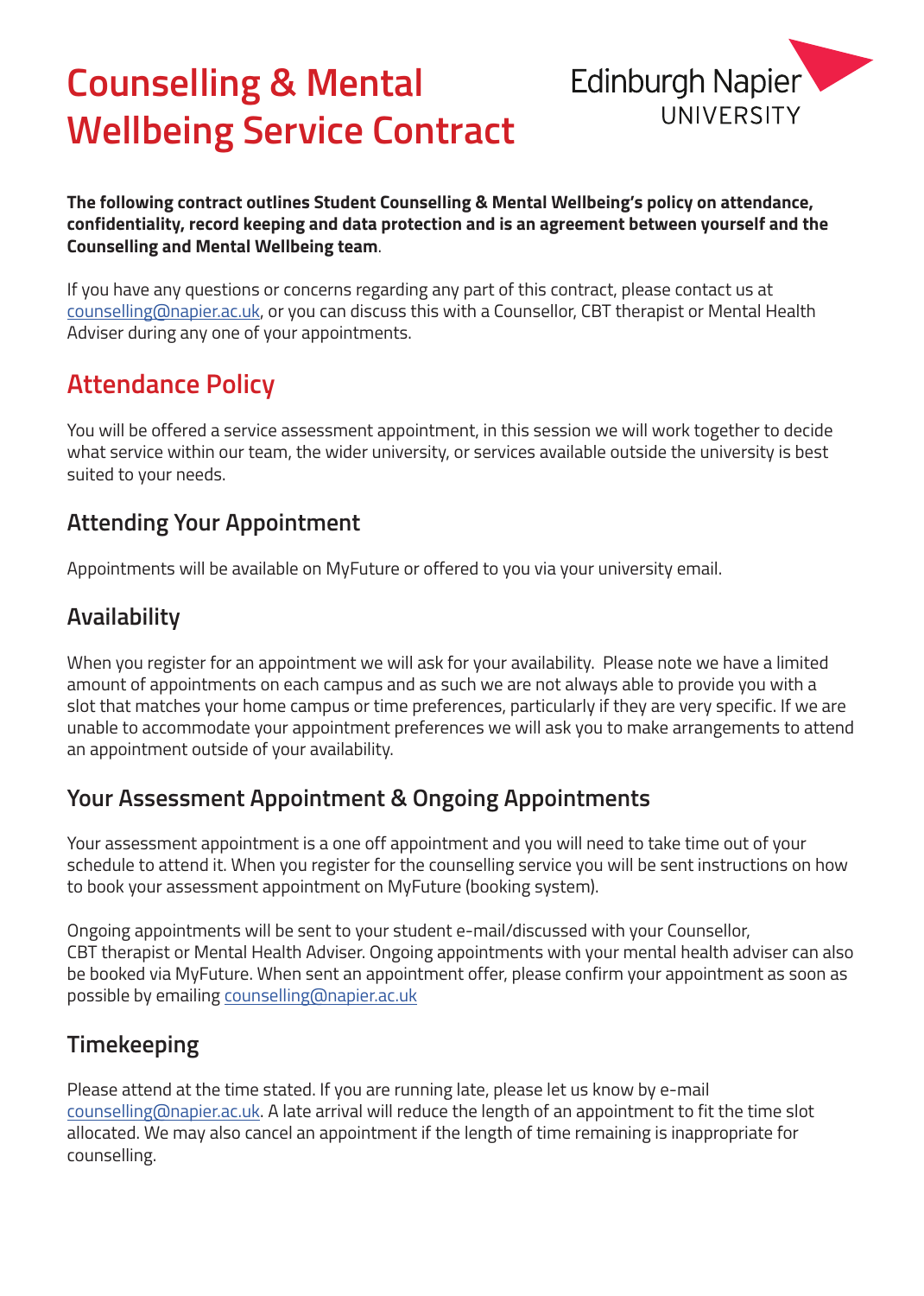# Counselling & Mental Wellbeing Service Contract

**The following contract outlines Student Counselling & Mental Wellbeing's policy on attendance, confidentiality, record keeping and data protection and is an agreement between yourself and the Counselling and Mental Wellbeing team**.

If you have any questions or concerns regarding any part of this contract, please contact us at counselling@napier.ac.uk, or you can discuss this with a Counsellor, CBT therapist or Mental Health Adviser during any one of your appointments.

## Attendance Policy

You will be offered a service assessment appointment, in this session we will work together to decide what service within our team, the wider university, or services available outside the university is best suited to your needs.

### Attending Your Appointment

Appointments will be available on MyFuture or offered to you via your university email.

### Availability

When you register for an appointment we will ask for your availability. Please note we have a limited amount of appointments on each campus and as such we are not always able to provide you with a slot that matches your home campus or time preferences, particularly if they are very specific. If we are unable to accommodate your appointment preferences we will ask you to make arrangements to attend an appointment outside of your availability.

### Your Assessment Appointment & Ongoing Appointments

Your assessment appointment is a one off appointment and you will need to take time out of your schedule to attend it. When you register for the counselling service you will be sent instructions on how to book your assessment appointment on MyFuture (booking system).

Ongoing appointments will be sent to your student e-mail/discussed with your Counsellor, CBT therapist or Mental Health Adviser. Ongoing appointments with your mental health adviser can also be booked via MyFuture. When sent an appointment offer, please confirm your appointment as soon as possible by emailing counselling@napier.ac.uk

### Timekeeping

Please attend at the time stated. If you are running late, please let us know by e-mail counselling@napier.ac.uk. A late arrival will reduce the length of an appointment to fit the time slot allocated. We may also cancel an appointment if the length of time remaining is inappropriate for counselling.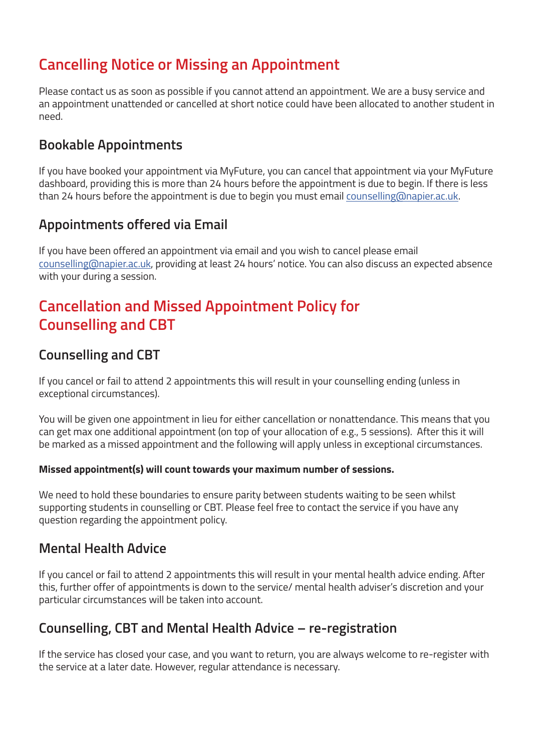## Cancelling Notice or Missing an Appointment

Please contact us as soon as possible if you cannot attend an appointment. We are a busy service and an appointment unattended or cancelled at short notice could have been allocated to another student in need.

### Bookable Appointments

If you have booked your appointment via MyFuture, you can cancel that appointment via your MyFuture dashboard, providing this is more than 24 hours before the appointment is due to begin. If there is less than 24 hours before the appointment is due to begin you must email counselling@napier.ac.uk.

### Appointments offered via Email

If you have been offered an appointment via email and you wish to cancel please email counselling@napier.ac.uk, providing at least 24 hours' notice. You can also discuss an expected absence with your during a session.

## Cancellation and Missed Appointment Policy for Counselling and CBT

### Counselling and CBT

If you cancel or fail to attend 2 appointments this will result in your counselling ending (unless in exceptional circumstances).

You will be given one appointment in lieu for either cancellation or nonattendance. This means that you can get max one additional appointment (on top of your allocation of e.g., 5 sessions). After this it will be marked as a missed appointment and the following will apply unless in exceptional circumstances.

**Missed appointment(s) will count towards your maximum number of sessions.**

We need to hold these boundaries to ensure parity between students waiting to be seen whilst supporting students in counselling or CBT. Please feel free to contact the service if you have any question regarding the appointment policy.

### Mental Health Advice

If you cancel or fail to attend 2 appointments this will result in your mental health advice ending. After this, further offer of appointments is down to the service/ mental health adviser's discretion and your particular circumstances will be taken into account.

### Counselling, CBT and Mental Health Advice – re-registration

If the service has closed your case, and you want to return, you are always welcome to re-register with the service at a later date. However, regular attendance is necessary.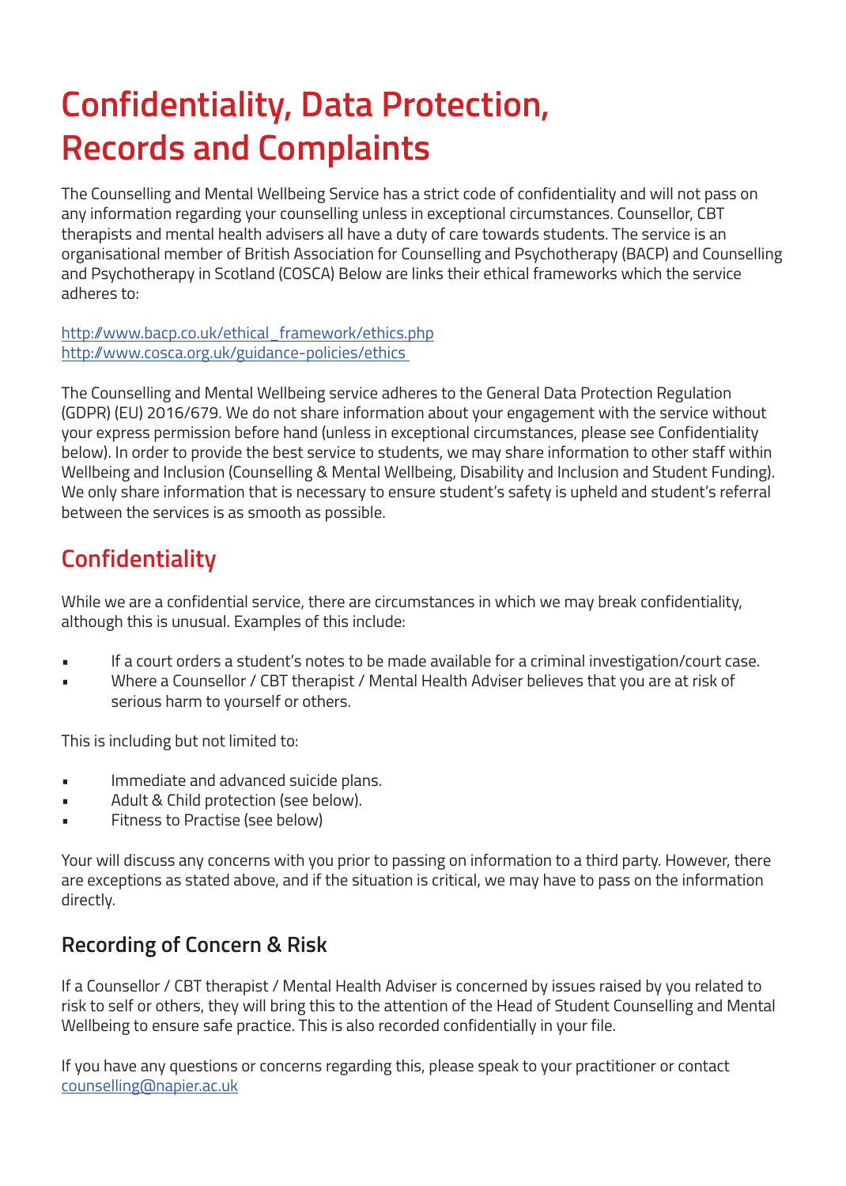# Confidentiality, Data Protection, Records and Complaints

The Counselling and Mental Wellbeing Service has a strict code of confidentiality and will not pass on any information regarding your counselling unless in exceptional circumstances. Counsellor, CBT therapists and mental health advisers all have a duty of care towards students. The service is an organisational member of British Association for Counselling and Psychotherapy (BACP) and Counselling and Psychotherapy in Scotland (COSCA) Below are links their ethical frameworks which the service adheres to:

http://www.bacp.co.uk/ethical_framework/ethics.php
http://www.cosca.org.uk/guidance-policies/ethics

The Counselling and Mental Wellbeing service adheres to the General Data Protection Regulation (GDPR) (EU) 2016/679. We do not share information about your engagement with the service without your express permission before hand (unless in exceptional circumstances, please see Confidentiality below). In order to provide the best service to students, we may share information to other staff within Wellbeing and Inclusion (Counselling & Mental Wellbeing, Disability and Inclusion and Student Funding). We only share information that is necessary to ensure student's safety is upheld and student's referral between the services is as smooth as possible.

## Confidentiality

While we are a confidential service, there are circumstances in which we may break confidentiality, although this is unusual. Examples of this include:

- If a court orders a student's notes to be made available for a criminal investigation/court case.
- Where a Counsellor / CBT therapist / Mental Health Adviser believes that you are at risk of serious harm to yourself or others.

This is including but not limited to:

- Immediate and advanced suicide plans.
- Adult & Child protection (see below).
- Fitness to Practise (see below)

Your will discuss any concerns with you prior to passing on information to a third party. However, there are exceptions as stated above, and if the situation is critical, we may have to pass on the information directly.

### Recording of Concern & Risk

If a Counsellor / CBT therapist / Mental Health Adviser is concerned by issues raised by you related to risk to self or others, they will bring this to the attention of the Head of Student Counselling and Mental Wellbeing to ensure safe practice. This is also recorded confidentially in your file.

If you have any questions or concerns regarding this, please speak to your practitioner or contact counselling@napier.ac.uk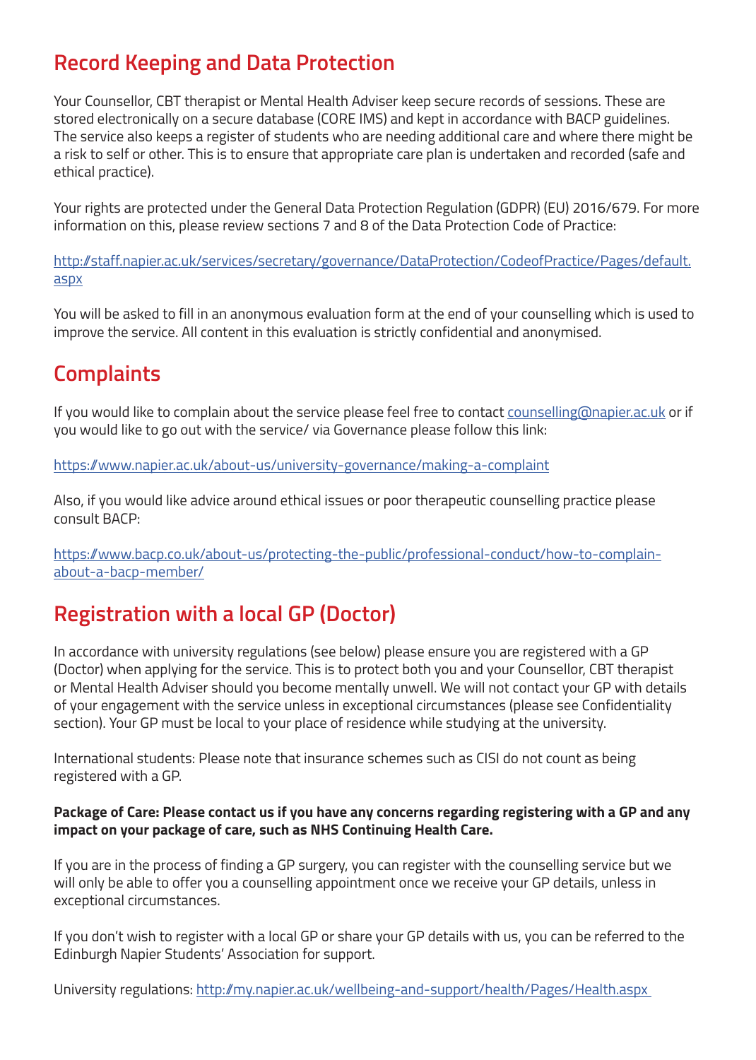## Record Keeping and Data Protection

Your Counsellor, CBT therapist or Mental Health Adviser keep secure records of sessions. These are stored electronically on a secure database (CORE IMS) and kept in accordance with BACP guidelines. The service also keeps a register of students who are needing additional care and where there might be a risk to self or other. This is to ensure that appropriate care plan is undertaken and recorded (safe and ethical practice).

Your rights are protected under the General Data Protection Regulation (GDPR) (EU) 2016/679. For more information on this, please review sections 7 and 8 of the Data Protection Code of Practice:

http://staff.napier.ac.uk/services/secretary/governance/DataProtection/CodeofPractice/Pages/default.aspx

You will be asked to fill in an anonymous evaluation form at the end of your counselling which is used to improve the service. All content in this evaluation is strictly confidential and anonymised.

## Complaints

If you would like to complain about the service please feel free to contact counselling@napier.ac.uk or if you would like to go out with the service/ via Governance please follow this link:

https://www.napier.ac.uk/about-us/university-governance/making-a-complaint

Also, if you would like advice around ethical issues or poor therapeutic counselling practice please consult BACP:

https://www.bacp.co.uk/about-us/protecting-the-public/professional-conduct/how-to-complain-about-a-bacp-member/

## Registration with a local GP (Doctor)

In accordance with university regulations (see below) please ensure you are registered with a GP (Doctor) when applying for the service. This is to protect both you and your Counsellor, CBT therapist or Mental Health Adviser should you become mentally unwell. We will not contact your GP with details of your engagement with the service unless in exceptional circumstances (please see Confidentiality section). Your GP must be local to your place of residence while studying at the university.

International students: Please note that insurance schemes such as CISI do not count as being registered with a GP.

**Package of Care: Please contact us if you have any concerns regarding registering with a GP and any impact on your package of care, such as NHS Continuing Health Care.**

If you are in the process of finding a GP surgery, you can register with the counselling service but we will only be able to offer you a counselling appointment once we receive your GP details, unless in exceptional circumstances.

If you don't wish to register with a local GP or share your GP details with us, you can be referred to the Edinburgh Napier Students' Association for support.

University regulations: http://my.napier.ac.uk/wellbeing-and-support/health/Pages/Health.aspx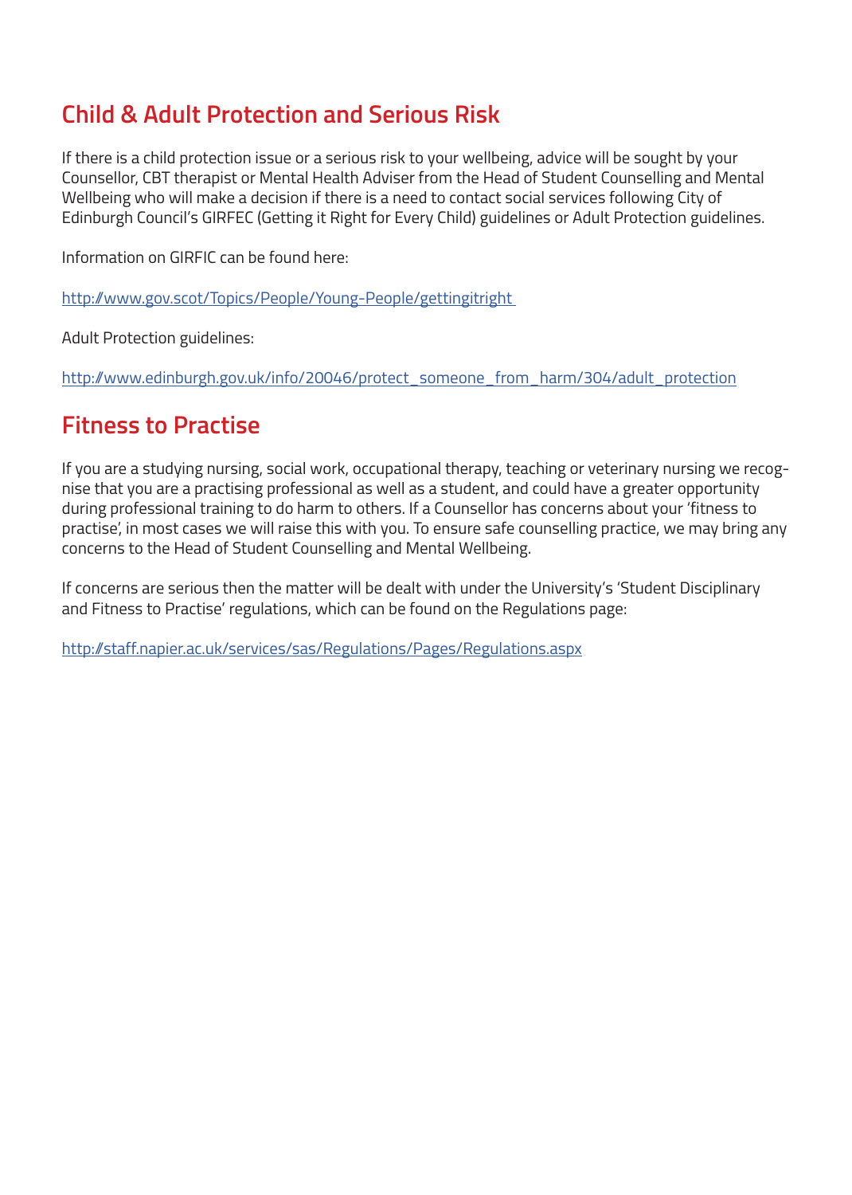## Child & Adult Protection and Serious Risk

If there is a child protection issue or a serious risk to your wellbeing, advice will be sought by your Counsellor, CBT therapist or Mental Health Adviser from the Head of Student Counselling and Mental Wellbeing who will make a decision if there is a need to contact social services following City of Edinburgh Council's GIRFEC (Getting it Right for Every Child) guidelines or Adult Protection guidelines.

Information on GIRFIC can be found here:

http://www.gov.scot/Topics/People/Young-People/gettingitright

Adult Protection guidelines:

http://www.edinburgh.gov.uk/info/20046/protect_someone_from_harm/304/adult_protection

## Fitness to Practise

If you are a studying nursing, social work, occupational therapy, teaching or veterinary nursing we recognise that you are a practising professional as well as a student, and could have a greater opportunity during professional training to do harm to others. If a Counsellor has concerns about your 'fitness to practise', in most cases we will raise this with you. To ensure safe counselling practice, we may bring any concerns to the Head of Student Counselling and Mental Wellbeing.

If concerns are serious then the matter will be dealt with under the University's 'Student Disciplinary and Fitness to Practise' regulations, which can be found on the Regulations page:

http://staff.napier.ac.uk/services/sas/Regulations/Pages/Regulations.aspx